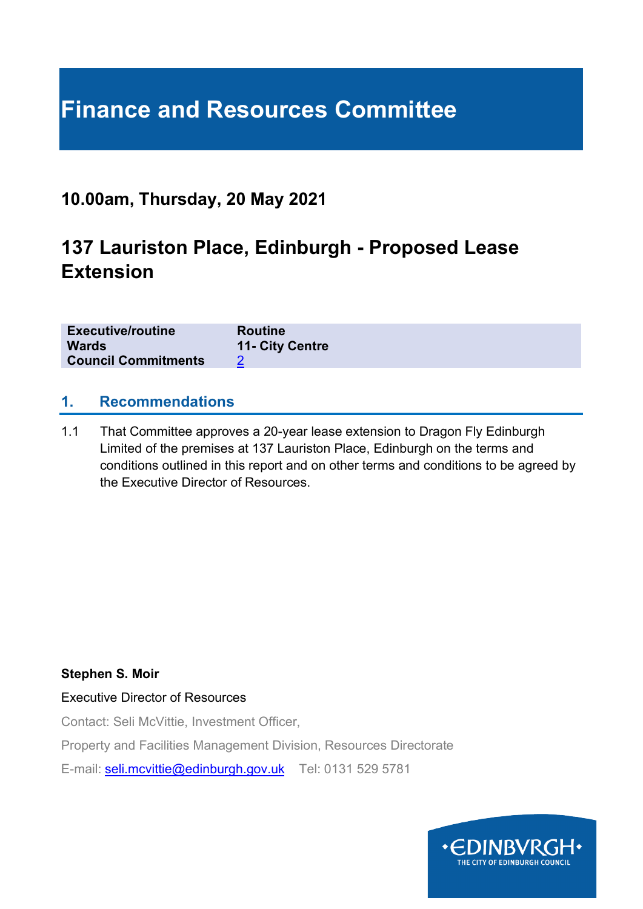# Finance and Resources Committee

## 10.00am, Thursday, 20 May 2021

## 137 Lauriston Place, Edinburgh - Proposed Lease Extension

| | |
|---|---|
| **Executive/routine** | **Routine** |
| **Wards** | **11- City Centre** |
| **Council Commitments** | 2 |

## 1. Recommendations

1.1 That Committee approves a 20-year lease extension to Dragon Fly Edinburgh Limited of the premises at 137 Lauriston Place, Edinburgh on the terms and conditions outlined in this report and on other terms and conditions to be agreed by the Executive Director of Resources.

**Stephen S. Moir**

Executive Director of Resources

Contact: Seli McVittie, Investment Officer,

Property and Facilities Management Division, Resources Directorate

E-mail: seli.mcvittie@edinburgh.gov.uk Tel: 0131 529 5781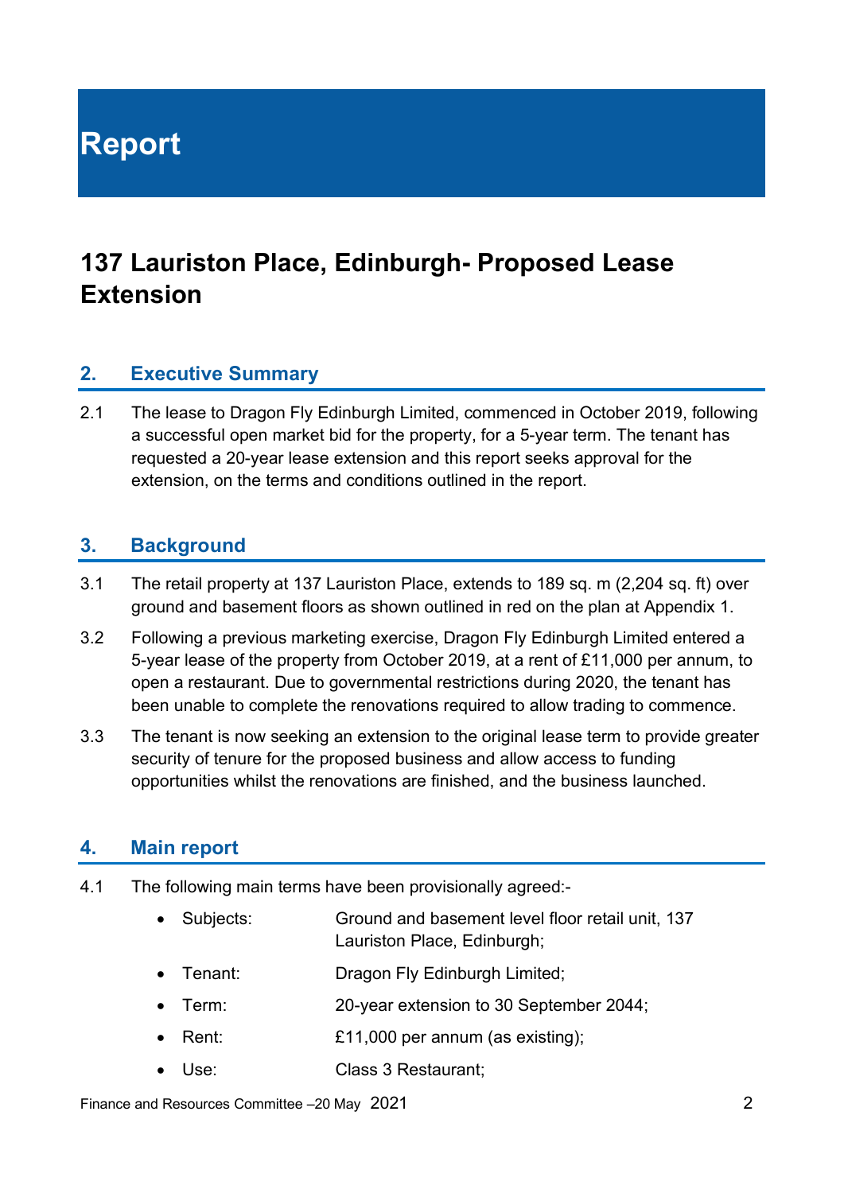# Report

## 137 Lauriston Place, Edinburgh- Proposed Lease Extension

### 2. Executive Summary

2.1 The lease to Dragon Fly Edinburgh Limited, commenced in October 2019, following a successful open market bid for the property, for a 5-year term. The tenant has requested a 20-year lease extension and this report seeks approval for the extension, on the terms and conditions outlined in the report.

### 3. Background

3.1 The retail property at 137 Lauriston Place, extends to 189 sq. m (2,204 sq. ft) over ground and basement floors as shown outlined in red on the plan at Appendix 1.

3.2 Following a previous marketing exercise, Dragon Fly Edinburgh Limited entered a 5-year lease of the property from October 2019, at a rent of £11,000 per annum, to open a restaurant. Due to governmental restrictions during 2020, the tenant has been unable to complete the renovations required to allow trading to commence.

3.3 The tenant is now seeking an extension to the original lease term to provide greater security of tenure for the proposed business and allow access to funding opportunities whilst the renovations are finished, and the business launched.

### 4. Main report

4.1 The following main terms have been provisionally agreed:-

- Subjects: Ground and basement level floor retail unit, 137 Lauriston Place, Edinburgh;
- Tenant: Dragon Fly Edinburgh Limited;
- Term: 20-year extension to 30 September 2044;
- Rent: £11,000 per annum (as existing);
- Use: Class 3 Restaurant;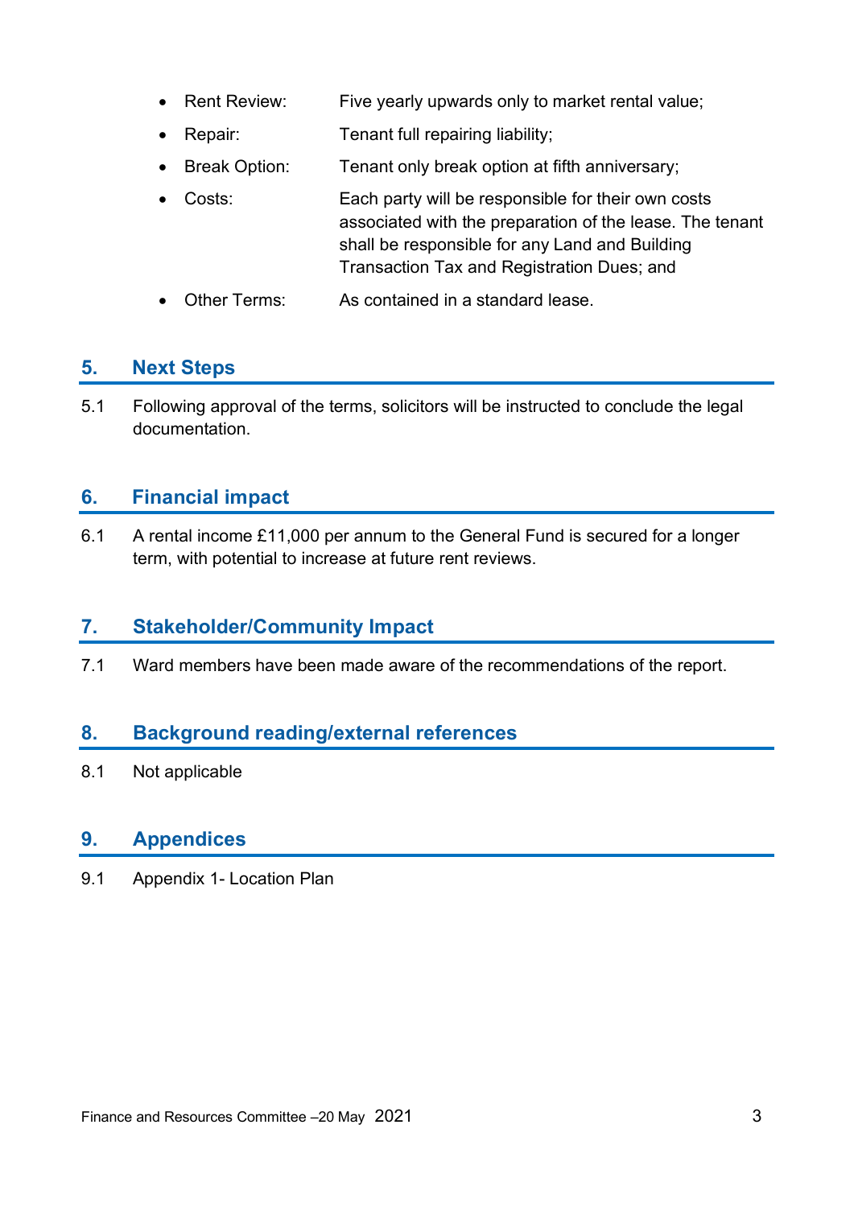- Rent Review: Five yearly upwards only to market rental value;
- Repair: Tenant full repairing liability;
- Break Option: Tenant only break option at fifth anniversary;
- Costs: Each party will be responsible for their own costs associated with the preparation of the lease. The tenant shall be responsible for any Land and Building Transaction Tax and Registration Dues; and
- Other Terms: As contained in a standard lease.

## 5. Next Steps

5.1 Following approval of the terms, solicitors will be instructed to conclude the legal documentation.

## 6. Financial impact

6.1 A rental income £11,000 per annum to the General Fund is secured for a longer term, with potential to increase at future rent reviews.

## 7. Stakeholder/Community Impact

7.1 Ward members have been made aware of the recommendations of the report.

## 8. Background reading/external references

8.1 Not applicable

## 9. Appendices

9.1 Appendix 1- Location Plan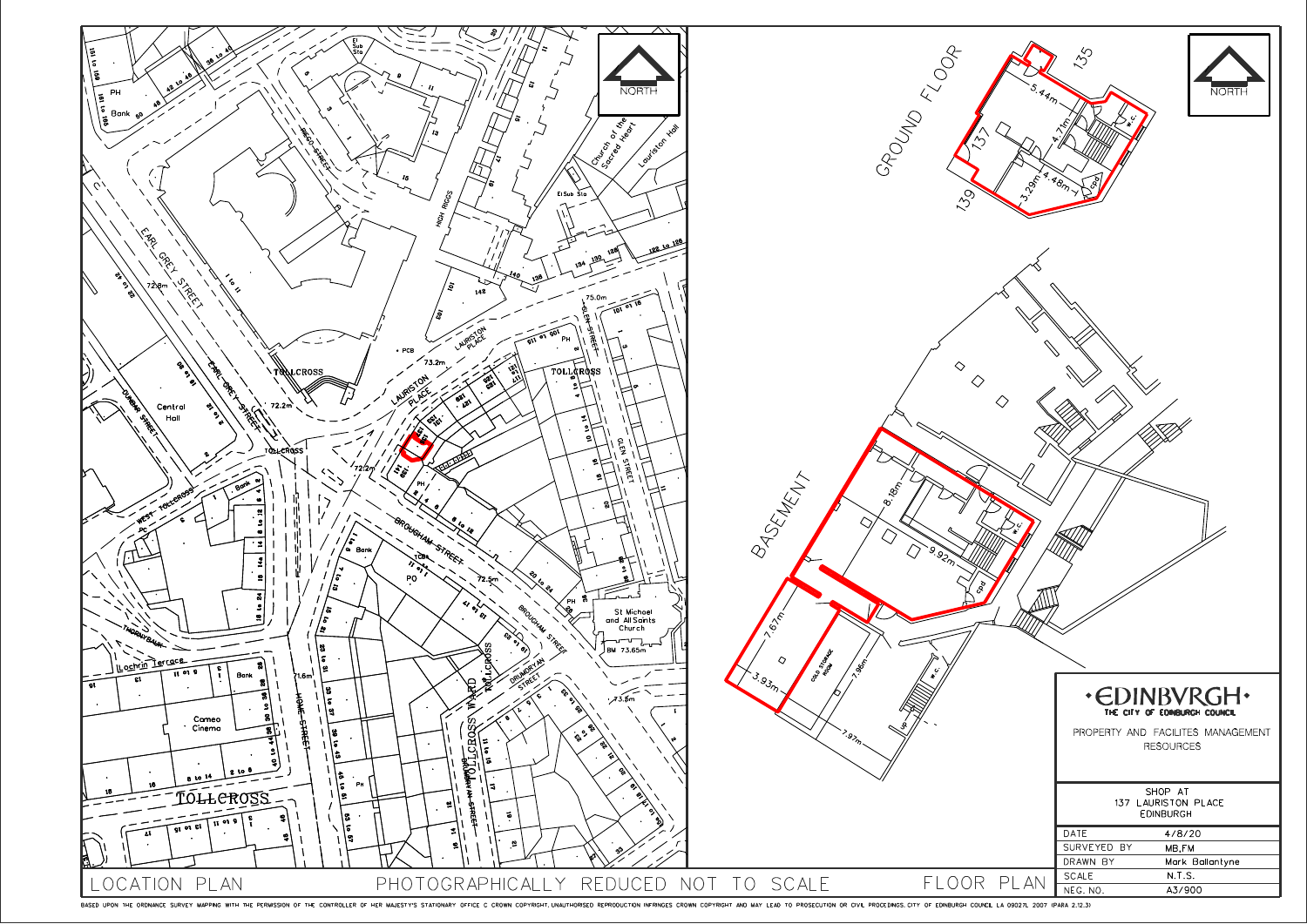LOCATION PLAN

PHOTOGRAPHICALLY REDUCED NOT TO SCALE

FLOOR PLAN

NORTH

GROUND FLOOR

BASEMENT

·EDINBVRGH·
THE CITY OF EDINBURGH COUNCIL

PROPERTY AND FACILITES MANAGEMENT RESOURCES

SHOP AT
137 LAURISTON PLACE
EDINBURGH

| | |
|---|---|
| DATE | 4/8/20 |
| SURVEYED BY | MB,FM |
| DRAWN BY | Mark Ballantyne |
| SCALE | N.T.S. |
| NEG. NO. | A3/900 |

BASED UPON THE ORDNANCE SURVEY MAPPING WITH THE PERMISSION OF THE CONTROLLER OF HER MAJESTY'S STATIONARY OFFICE C CROWN COPYRIGHT. UNAUTHORISED REPRODUCTION INFRINGES CROWN COPYRIGHT AND MAY LEAD TO PROSECUTION OR CIVIL PROCEDINGS. CITY OF EDINBURGH COUNCIL LA 09027L 2007 (PARA 2.12.3)